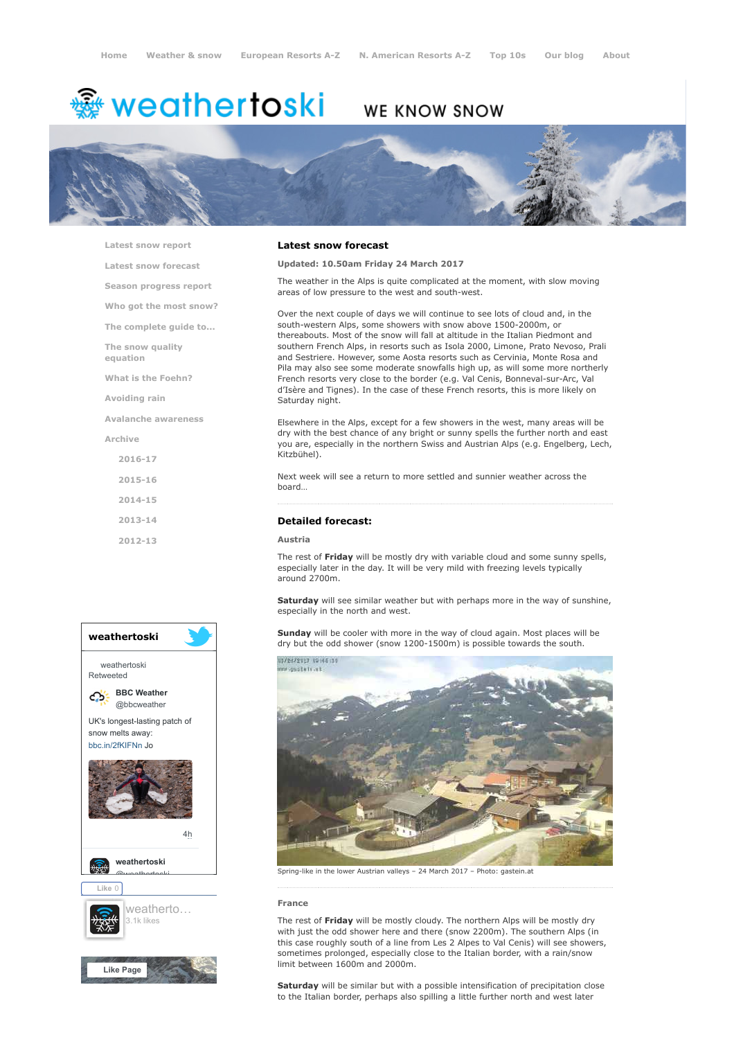Home   Weather & snow   European Resorts A-Z   N. American Resorts A-Z   Top 10s   Our blog   About

# weathertoski WE KNOW SNOW

- Latest snow report
- Latest snow forecast
- Season progress report
- Who got the most snow?
- The complete guide to...
- The snow quality equation
- What is the Foehn?
- Avoiding rain
- Avalanche awareness
- Archive
  - 2016-17
  - 2015-16
  - 2014-15
  - 2013-14
  - 2012-13

## Latest snow forecast

**Updated: 10.50am Friday 24 March 2017**

The weather in the Alps is quite complicated at the moment, with slow moving areas of low pressure to the west and south-west.

Over the next couple of days we will continue to see lots of cloud and, in the south-western Alps, some showers with snow above 1500-2000m, or thereabouts. Most of the snow will fall at altitude in the Italian Piedmont and southern French Alps, in resorts such as Isola 2000, Limone, Prato Nevoso, Prali and Sestriere. However, some Aosta resorts such as Cervinia, Monte Rosa and Pila may also see some moderate snowfalls high up, as will some more northerly French resorts very close to the border (e.g. Val Cenis, Bonneval-sur-Arc, Val d'Isère and Tignes). In the case of these French resorts, this is more likely on Saturday night.

Elsewhere in the Alps, except for a few showers in the west, many areas will be dry with the best chance of any bright or sunny spells the further north and east you are, especially in the northern Swiss and Austrian Alps (e.g. Engelberg, Lech, Kitzbühel).

Next week will see a return to more settled and sunnier weather across the board…

## Detailed forecast:

### Austria

The rest of **Friday** will be mostly dry with variable cloud and some sunny spells, especially later in the day. It will be very mild with freezing levels typically around 2700m.

**Saturday** will see similar weather but with perhaps more in the way of sunshine, especially in the north and west.

**Sunday** will be cooler with more in the way of cloud again. Most places will be dry but the odd shower (snow 1200-1500m) is possible towards the south.

Spring-like in the lower Austrian valleys – 24 March 2017 – Photo: gastein.at

### France

The rest of **Friday** will be mostly cloudy. The northern Alps will be mostly dry with just the odd shower here and there (snow 2200m). The southern Alps (in this case roughly south of a line from Les 2 Alpes to Val Cenis) will see showers, sometimes prolonged, especially close to the Italian border, with a rain/snow limit between 1600m and 2000m.

**Saturday** will be similar but with a possible intensification of precipitation close to the Italian border, perhaps also spilling a little further north and west later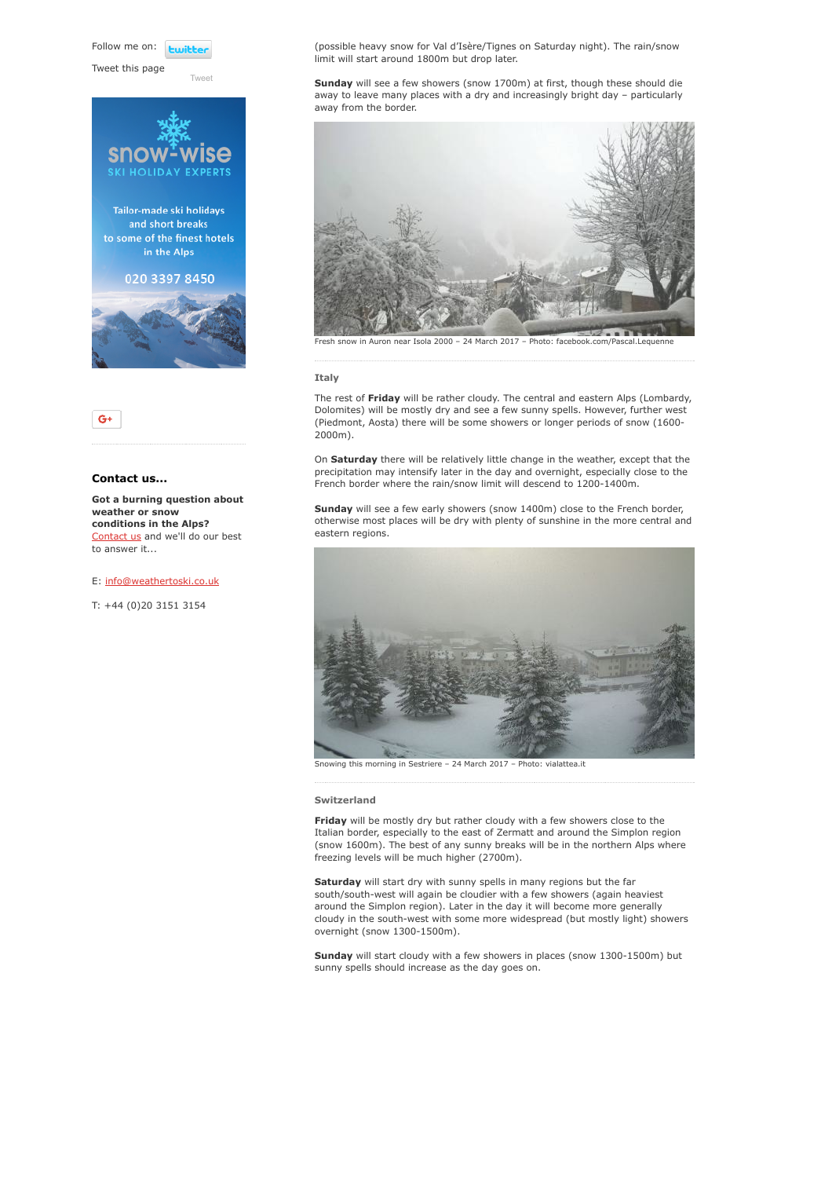Follow me on:

Tweet this page

Tweet

Tailor-made ski holidays and short breaks to some of the finest hotels in the Alps

020 3397 8450

### Contact us...

**Got a burning question about weather or snow conditions in the Alps?** Contact us and we'll do our best to answer it...

E: info@weathertoski.co.uk

T: +44 (0)20 3151 3154

(possible heavy snow for Val d'Isère/Tignes on Saturday night). The rain/snow limit will start around 1800m but drop later.

**Sunday** will see a few showers (snow 1700m) at first, though these should die away to leave many places with a dry and increasingly bright day – particularly away from the border.

Fresh snow in Auron near Isola 2000 – 24 March 2017 – Photo: facebook.com/Pascal.Lequenne

### Italy

The rest of **Friday** will be rather cloudy. The central and eastern Alps (Lombardy, Dolomites) will be mostly dry and see a few sunny spells. However, further west (Piedmont, Aosta) there will be some showers or longer periods of snow (1600-2000m).

On **Saturday** there will be relatively little change in the weather, except that the precipitation may intensify later in the day and overnight, especially close to the French border where the rain/snow limit will descend to 1200-1400m.

**Sunday** will see a few early showers (snow 1400m) close to the French border, otherwise most places will be dry with plenty of sunshine in the more central and eastern regions.

Snowing this morning in Sestriere – 24 March 2017 – Photo: vialattea.it

### Switzerland

**Friday** will be mostly dry but rather cloudy with a few showers close to the Italian border, especially to the east of Zermatt and around the Simplon region (snow 1600m). The best of any sunny breaks will be in the northern Alps where freezing levels will be much higher (2700m).

**Saturday** will start dry with sunny spells in many regions but the far south/south-west will again be cloudier with a few showers (again heaviest around the Simplon region). Later in the day it will become more generally cloudy in the south-west with some more widespread (but mostly light) showers overnight (snow 1300-1500m).

**Sunday** will start cloudy with a few showers in places (snow 1300-1500m) but sunny spells should increase as the day goes on.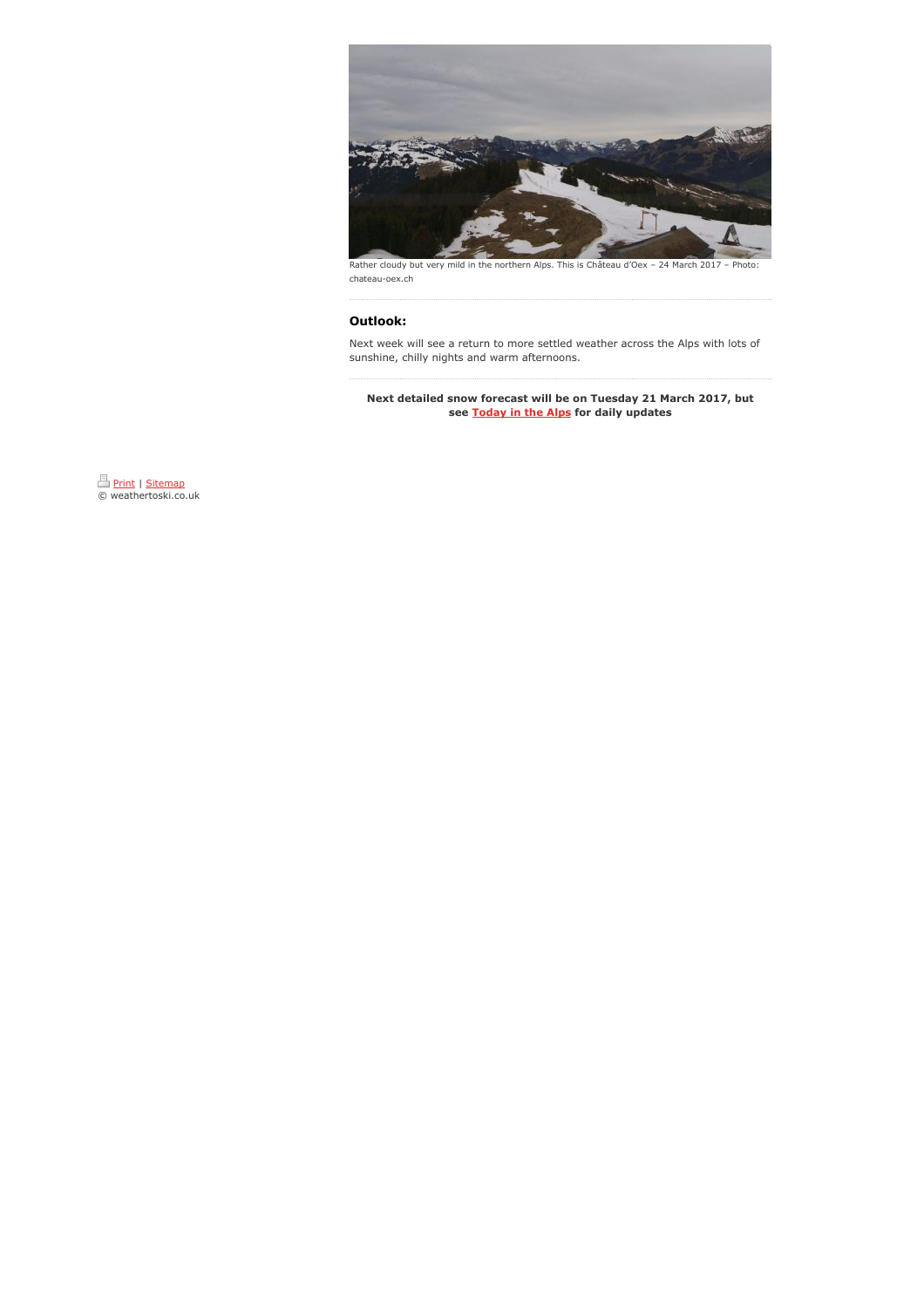Rather cloudy but very mild in the northern Alps. This is Château d'Oex – 24 March 2017 – Photo: chateau-oex.ch

### Outlook:

Next week will see a return to more settled weather across the Alps with lots of sunshine, chilly nights and warm afternoons.

**Next detailed snow forecast will be on Tuesday 21 March 2017, but see Today in the Alps for daily updates**

Print | Sitemap
© weathertoski.co.uk